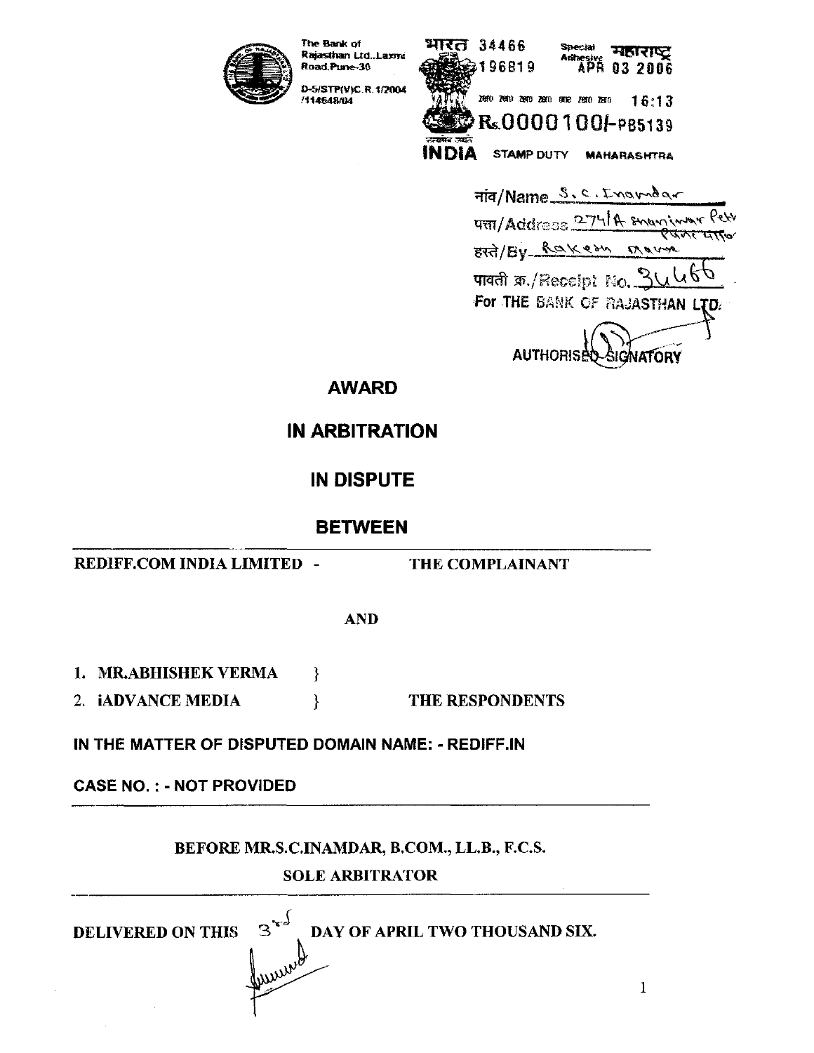The Bank of Rajasthan Ltd., Laxmi Road, Pune-30

D-5/STP(V)C.R.1/2004 /114648/04

भारत 34466 196819

Special Adhesive महाराष्ट्र APR 03 2006

16:13

Rs.0000100/-PB5139

INDIA STAMP DUTY MAHARASHTRA

नांव/Name S.C.Inamdar

पत्ता/Address 274/A Shaniwar Peth Pune 30

हस्ते/By Rakesh Mane

पावती क्र./Receipt No. 34466

For THE BANK OF RAJASTHAN LTD.

AUTHORISED SIGNATORY

# AWARD

# IN ARBITRATION

# IN DISPUTE

# BETWEEN

**REDIFF.COM INDIA LIMITED - THE COMPLAINANT**

**AND**

1. **MR.ABHISHEK VERMA** }
2. **iADVANCE MEDIA** } **THE RESPONDENTS**

**IN THE MATTER OF DISPUTED DOMAIN NAME: - REDIFF.IN**

**CASE NO. : - NOT PROVIDED**

**BEFORE MR.S.C.INAMDAR, B.COM., LL.B., F.C.S.**

**SOLE ARBITRATOR**

**DELIVERED ON THIS 3rd DAY OF APRIL TWO THOUSAND SIX.**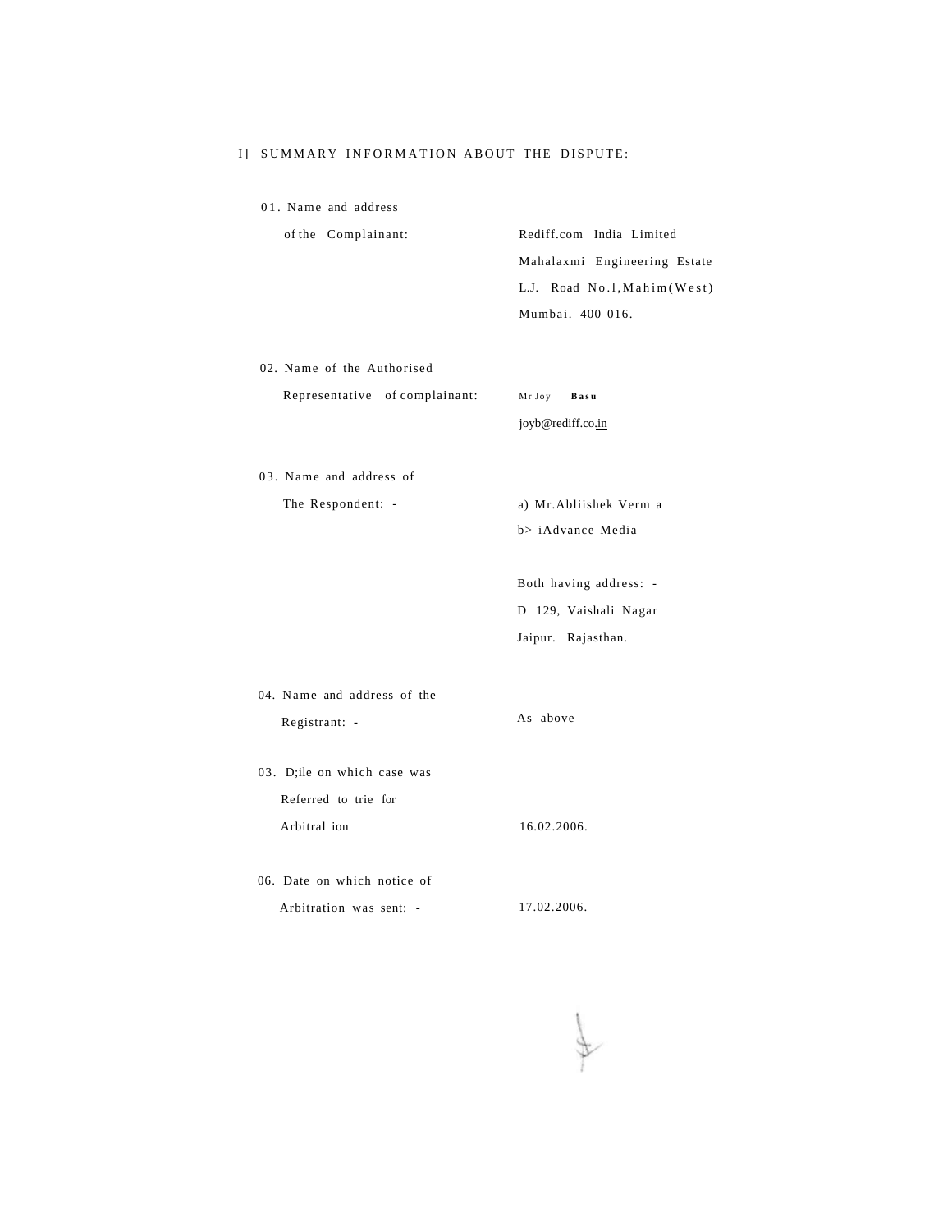I] SUMMARY INFORMATION ABOUT THE DISPUTE:

| | |
|---|---|
| 01. Name and address of the Complainant: | Rediff.com India Limited<br>Mahalaxmi Engineering Estate<br>L.J. Road No.l,Mahim(West)<br>Mumbai. 400 016. |
| 02. Name of the Authorised Representative of complainant: | Mr Joy **Basu**<br>joyb@rediff.co.in |
| 03. Name and address of The Respondent: - | a) Mr.Abliishek Verm a<br>b> iAdvance Media<br><br>Both having address: -<br>D 129, Vaishali Nagar<br>Jaipur. Rajasthan. |
| 04. Name and address of the Registrant: - | As above |
| 03. D;ile on which case was Referred to trie for Arbitral ion | 16.02.2006. |
| 06. Date on which notice of Arbitration was sent: - | 17.02.2006. |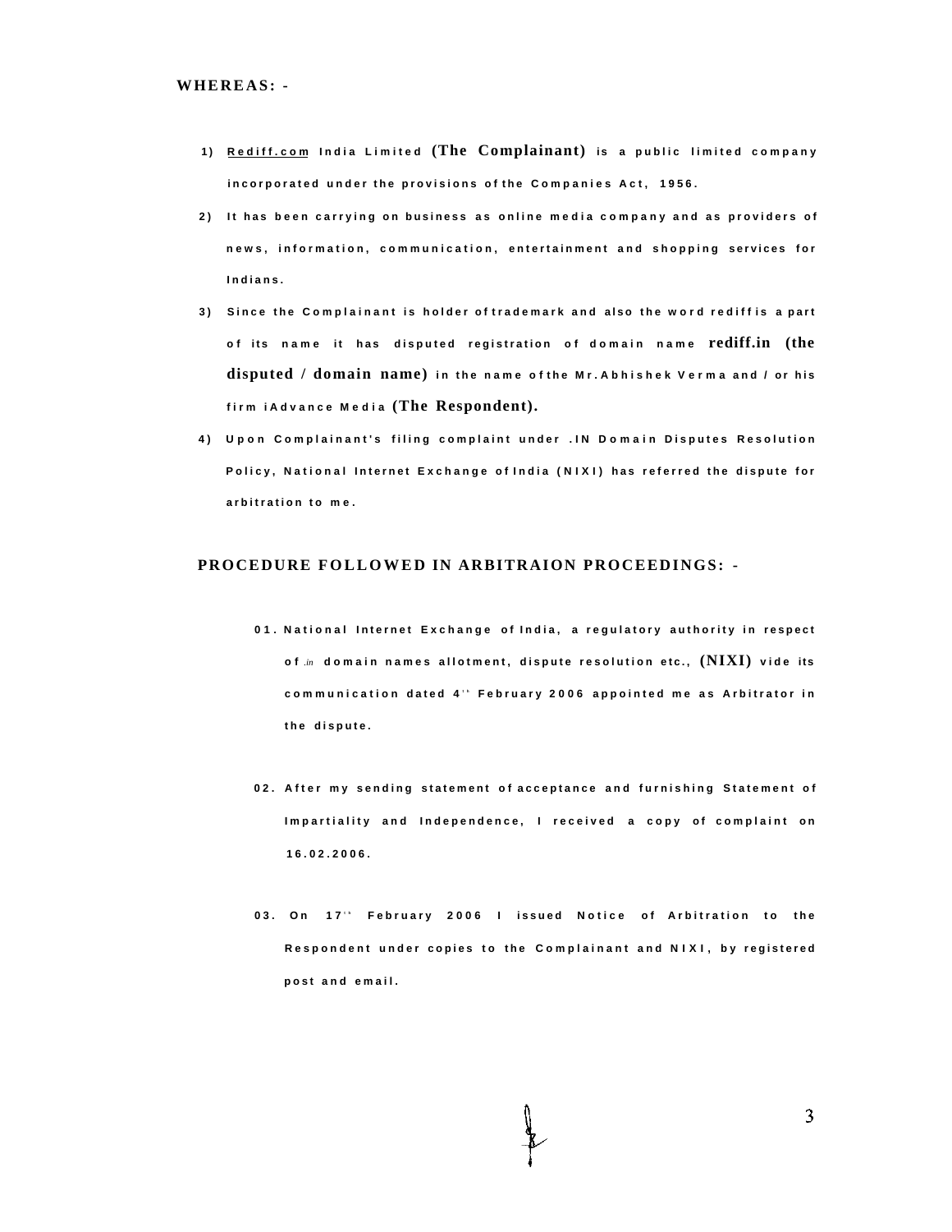**WHEREAS: -**

1) Rediff.com India Limited **(The Complainant)** is a public limited company incorporated under the provisions of the Companies Act, 1956.

2) It has been carrying on business as online media company and as providers of news, information, communication, entertainment and shopping services for Indians.

3) Since the Complainant is holder of trademark and also the word rediff is a part of its name it has disputed registration of domain name **rediff.in (the disputed / domain name)** in the name of the Mr. Abhishek Verma and / or his firm iAdvance Media **(The Respondent).**

4) Upon Complainant's filing complaint under .IN Domain Disputes Resolution Policy, National Internet Exchange of India (NIXI) has referred the dispute for arbitration to me.

**PROCEDURE FOLLOWED IN ARBITRAION PROCEEDINGS: -**

01. National Internet Exchange of India, a regulatory authority in respect of *.in* domain names allotment, dispute resolution etc., **(NIXI)** vide its communication dated 4th February 2006 appointed me as Arbitrator in the dispute.

02. After my sending statement of acceptance and furnishing Statement of Impartiality and Independence, I received a copy of complaint on 16.02.2006.

03. On 17th February 2006 I issued Notice of Arbitration to the Respondent under copies to the Complainant and NIXI, by registered post and email.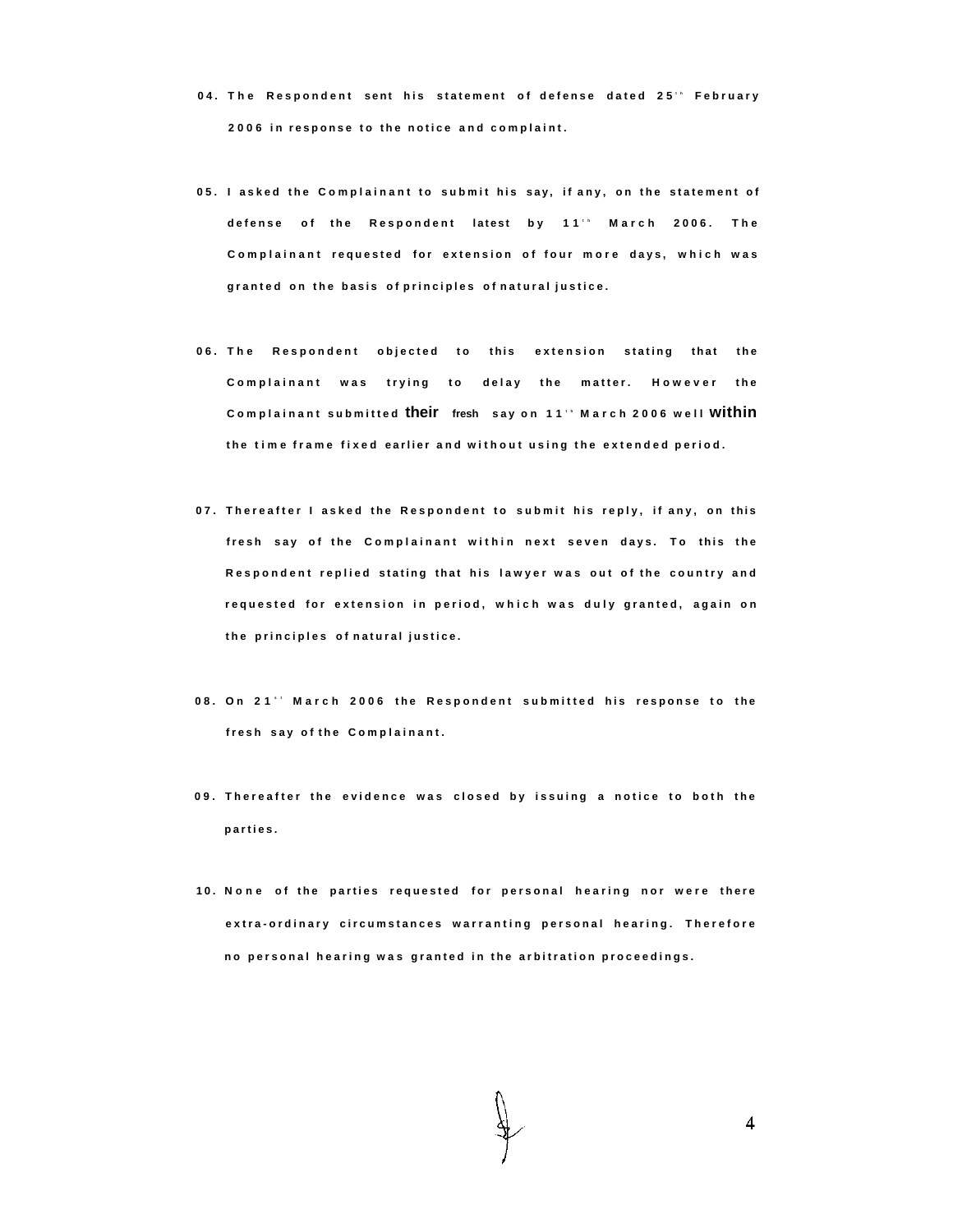04. The Respondent sent his statement of defense dated 25th February 2006 in response to the notice and complaint.

05. I asked the Complainant to submit his say, if any, on the statement of defense of the Respondent latest by 11th March 2006. The Complainant requested for extension of four more days, which was granted on the basis of principles of natural justice.

06. The Respondent objected to this extension stating that the Complainant was trying to delay the matter. However the Complainant submitted their fresh say on 11th March 2006 well within the time frame fixed earlier and without using the extended period.

07. Thereafter I asked the Respondent to submit his reply, if any, on this fresh say of the Complainant within next seven days. To this the Respondent replied stating that his lawyer was out of the country and requested for extension in period, which was duly granted, again on the principles of natural justice.

08. On 21st March 2006 the Respondent submitted his response to the fresh say of the Complainant.

09. Thereafter the evidence was closed by issuing a notice to both the parties.

10. None of the parties requested for personal hearing nor were there extra-ordinary circumstances warranting personal hearing. Therefore no personal hearing was granted in the arbitration proceedings.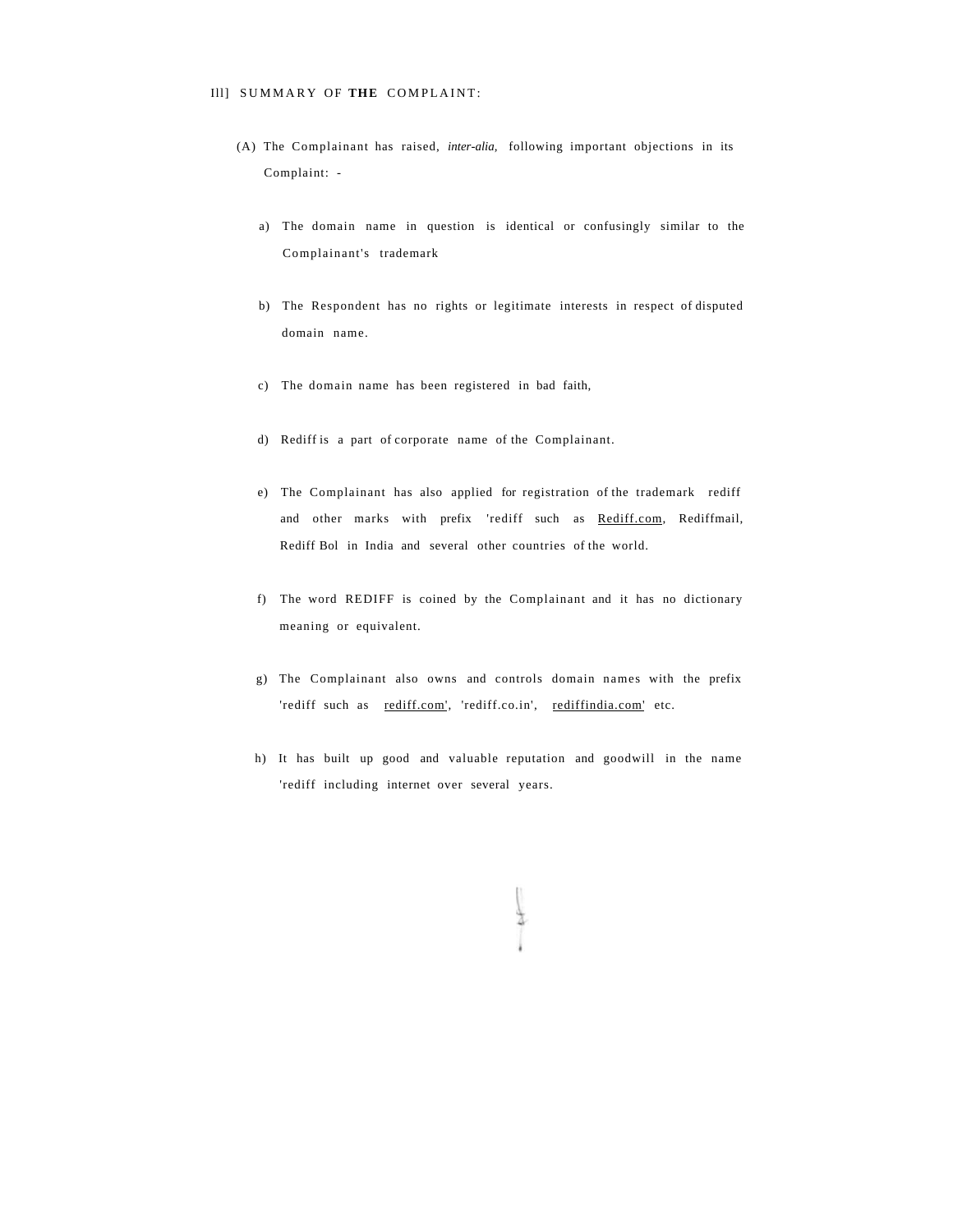III] SUMMARY OF **THE** COMPLAINT:

(A) The Complainant has raised, *inter-alia,* following important objections in its Complaint: -

a) The domain name in question is identical or confusingly similar to the Complainant's trademark

b) The Respondent has no rights or legitimate interests in respect of disputed domain name.

c) The domain name has been registered in bad faith,

d) Rediff is a part of corporate name of the Complainant.

e) The Complainant has also applied for registration of the trademark rediff and other marks with prefix 'rediff such as Rediff.com, Rediffmail, Rediff Bol in India and several other countries of the world.

f) The word REDIFF is coined by the Complainant and it has no dictionary meaning or equivalent.

g) The Complainant also owns and controls domain names with the prefix 'rediff such as rediff.com', 'rediff.co.in', rediffindia.com' etc.

h) It has built up good and valuable reputation and goodwill in the name 'rediff including internet over several years.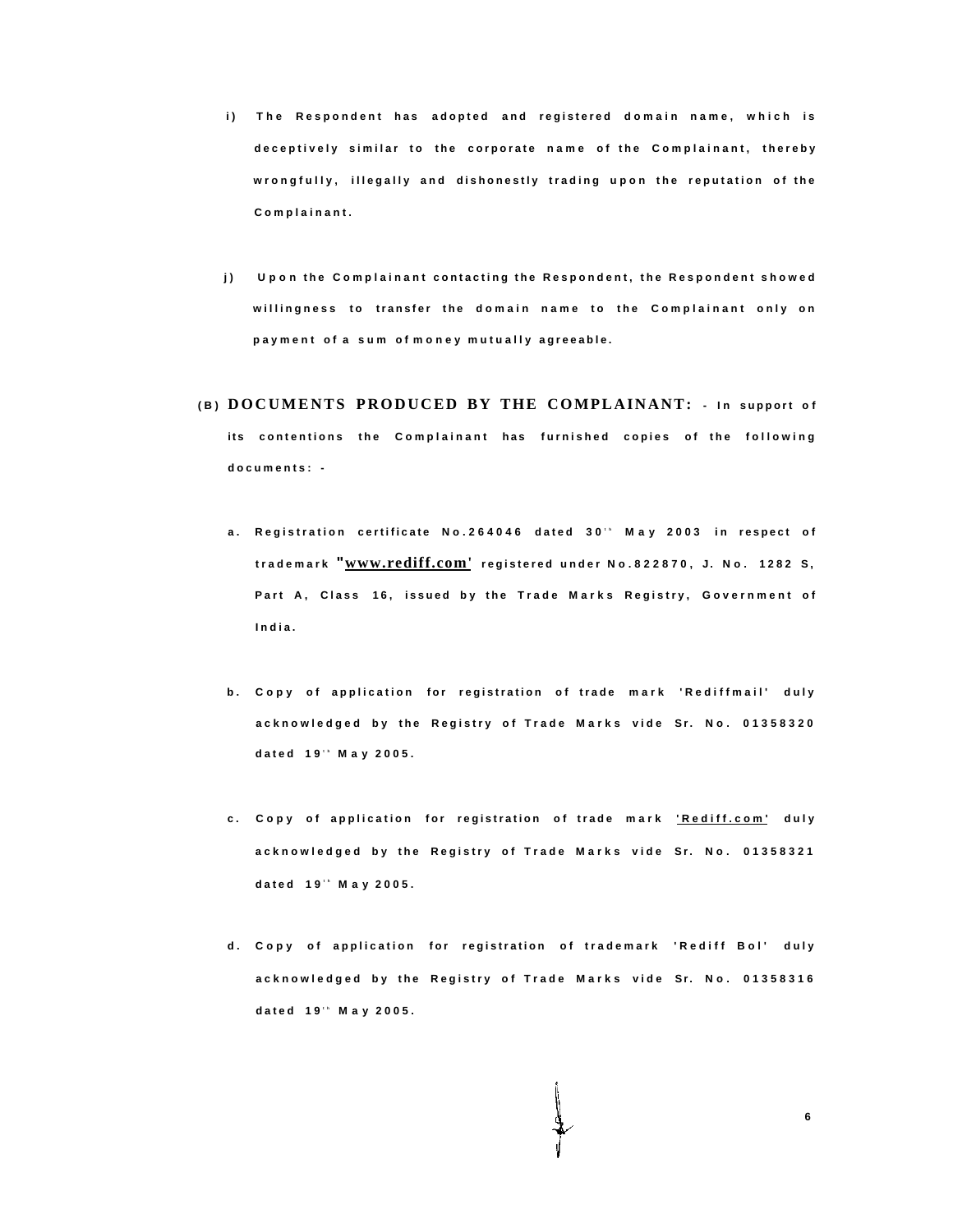i) The Respondent has adopted and registered domain name, which is deceptively similar to the corporate name of the Complainant, thereby wrongfully, illegally and dishonestly trading upon the reputation of the Complainant.

j) Upon the Complainant contacting the Respondent, the Respondent showed willingness to transfer the domain name to the Complainant only on payment of a sum of money mutually agreeable.

**(B) DOCUMENTS PRODUCED BY THE COMPLAINANT:** - In support of its contentions the Complainant has furnished copies of the following documents: -

a. Registration certificate No.264046 dated 30th May 2003 in respect of trademark "**www.rediff.com**' registered under No.822870, J. No. 1282 S, Part A, Class 16, issued by the Trade Marks Registry, Government of India.

b. Copy of application for registration of trade mark 'Rediffmail' duly acknowledged by the Registry of Trade Marks vide Sr. No. 01358320 dated 19th May 2005.

c. Copy of application for registration of trade mark 'Rediff.com' duly acknowledged by the Registry of Trade Marks vide Sr. No. 01358321 dated 19th May 2005.

d. Copy of application for registration of trademark 'Rediff Bol' duly acknowledged by the Registry of Trade Marks vide Sr. No. 01358316 dated 19th May 2005.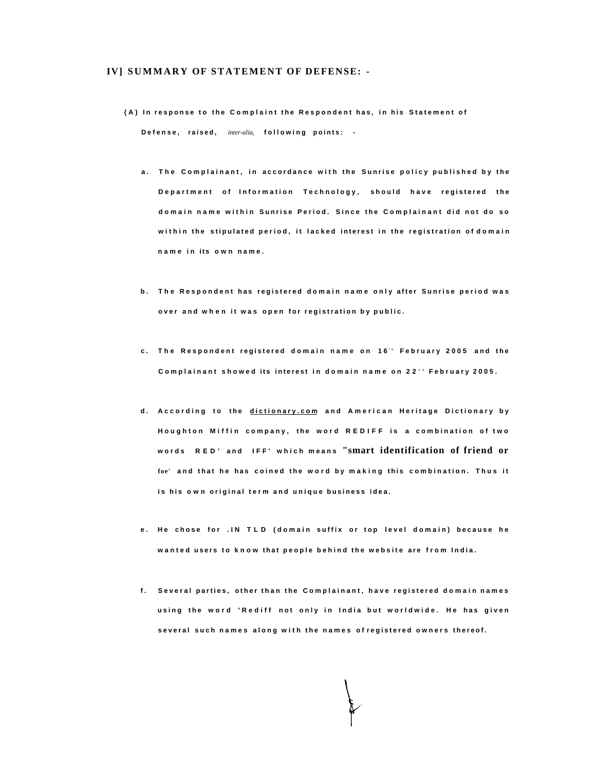## IV] SUMMARY OF STATEMENT OF DEFENSE: -

**(A) In response to the Complaint the Respondent has, in his Statement of Defense, raised, *inter-alia,* following points: -**

a. The Complainant, in accordance with the Sunrise policy published by the Department of Information Technology, should have registered the domain name within Sunrise Period. Since the Complainant did not do so within the stipulated period, it lacked interest in the registration of domain name in its own name.

b. The Respondent has registered domain name only after Sunrise period was over and when it was open for registration by public.

c. The Respondent registered domain name on 16th February 2005 and the Complainant showed its interest in domain name on 22nd February 2005.

d. According to the dictionary.com and American Heritage Dictionary by Houghton Miffin company, the word REDIFF is a combination of two words RED' and IFF' which means "smart identification of friend or foe' and that he has coined the word by making this combination. Thus it is his own original term and unique business idea.

e. He chose for .IN TLD (domain suffix or top level domain) because he wanted users to know that people behind the website are from India.

f. Several parties, other than the Complainant, have registered domain names using the word 'Rediff not only in India but worldwide. He has given several such names along with the names of registered owners thereof.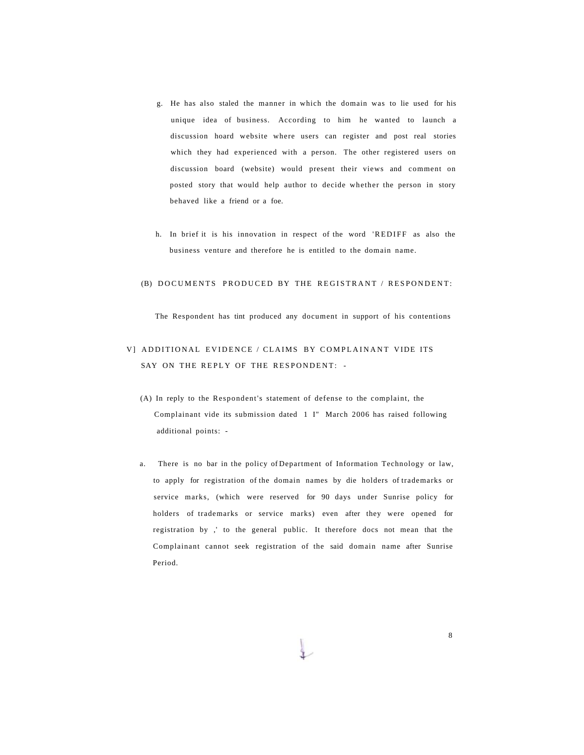g. He has also staled the manner in which the domain was to lie used for his unique idea of business. According to him he wanted to launch a discussion hoard website where users can register and post real stories which they had experienced with a person. The other registered users on discussion board (website) would present their views and comment on posted story that would help author to decide whether the person in story behaved like a friend or a foe.

h. In brief it is his innovation in respect of the word 'REDIFF as also the business venture and therefore he is entitled to the domain name.

(B) DOCUMENTS PRODUCED BY THE REGISTRANT / RESPONDENT:

The Respondent has tint produced any document in support of his contentions

V] ADDITIONAL EVIDENCE / CLAIMS BY COMPLAINANT VIDE ITS SAY ON THE REPLY OF THE RESPONDENT: -

(A) In reply to the Respondent's statement of defense to the complaint, the Complainant vide its submission dated 1 I" March 2006 has raised following additional points: -

a. There is no bar in the policy of Department of Information Technology or law, to apply for registration of the domain names by die holders of trademarks or service marks, (which were reserved for 90 days under Sunrise policy for holders of trademarks or service marks) even after they were opened for registration by ,' to the general public. It therefore docs not mean that the Complainant cannot seek registration of the said domain name after Sunrise Period.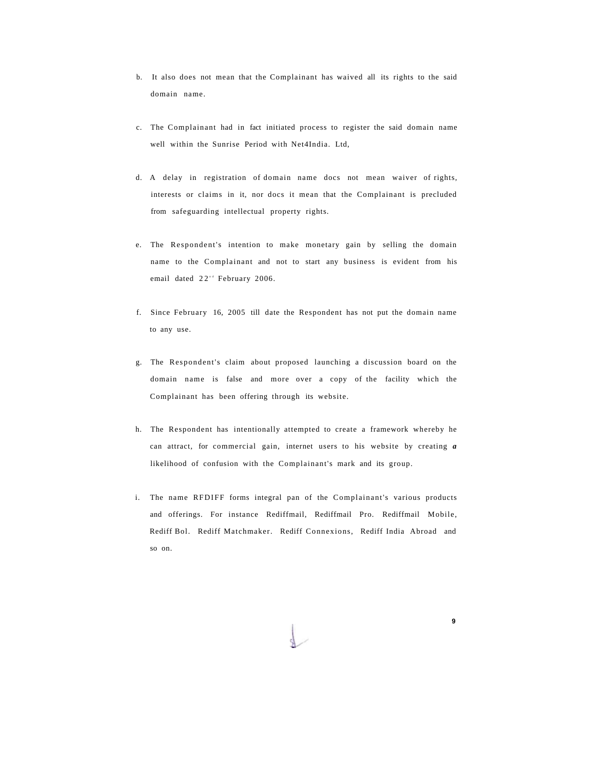b. It also does not mean that the Complainant has waived all its rights to the said domain name.

c. The Complainant had in fact initiated process to register the said domain name well within the Sunrise Period with Net4India. Ltd,

d. A delay in registration of domain name docs not mean waiver of rights, interests or claims in it, nor docs it mean that the Complainant is precluded from safeguarding intellectual property rights.

e. The Respondent's intention to make monetary gain by selling the domain name to the Complainant and not to start any business is evident from his email dated 22nd February 2006.

f. Since February 16, 2005 till date the Respondent has not put the domain name to any use.

g. The Respondent's claim about proposed launching a discussion board on the domain name is false and more over a copy of the facility which the Complainant has been offering through its website.

h. The Respondent has intentionally attempted to create a framework whereby he can attract, for commercial gain, internet users to his website by creating ***a*** likelihood of confusion with the Complainant's mark and its group.

i. The name RFDIFF forms integral pan of the Complainant's various products and offerings. For instance Rediffmail, Rediffmail Pro. Rediffmail Mobile, Rediff Bol. Rediff Matchmaker. Rediff Connexions, Rediff India Abroad and so on.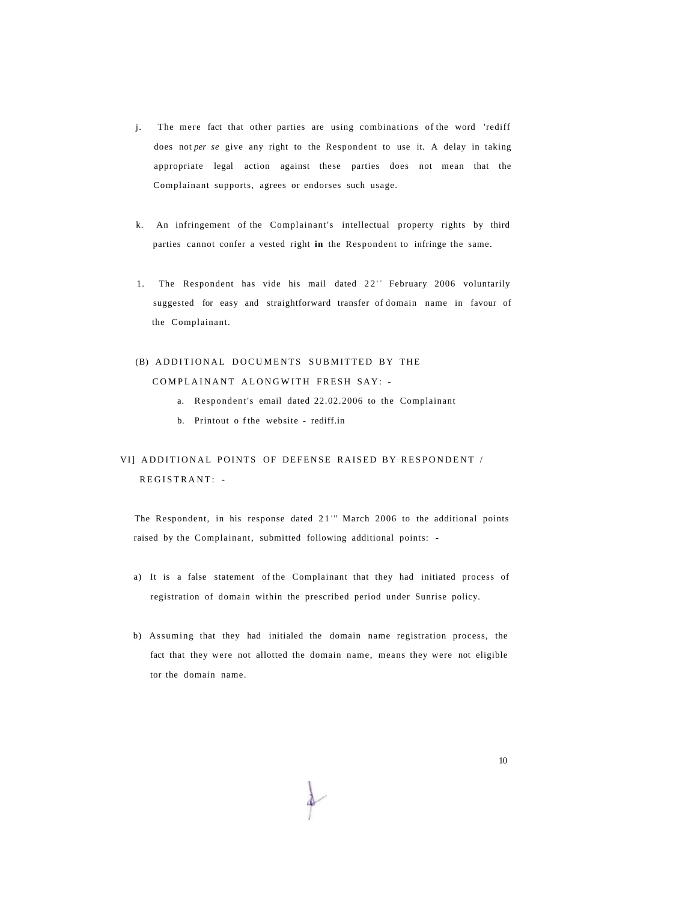j. The mere fact that other parties are using combinations of the word 'rediff does not *per se* give any right to the Respondent to use it. A delay in taking appropriate legal action against these parties does not mean that the Complainant supports, agrees or endorses such usage.

k. An infringement of the Complainant's intellectual property rights by third parties cannot confer a vested right **in** the Respondent to infringe the same.

1. The Respondent has vide his mail dated 22nd February 2006 voluntarily suggested for easy and straightforward transfer of domain name in favour of the Complainant.

(B) ADDITIONAL DOCUMENTS SUBMITTED BY THE COMPLAINANT ALONGWITH FRESH SAY: -

a. Respondent's email dated 22.02.2006 to the Complainant

b. Printout o f the website - rediff.in

VI] ADDITIONAL POINTS OF DEFENSE RAISED BY RESPONDENT / REGISTRANT: -

The Respondent, in his response dated 21st March 2006 to the additional points raised by the Complainant, submitted following additional points: -

a) It is a false statement of the Complainant that they had initiated process of registration of domain within the prescribed period under Sunrise policy.

b) Assuming that they had initialed the domain name registration process, the fact that they were not allotted the domain name, means they were not eligible tor the domain name.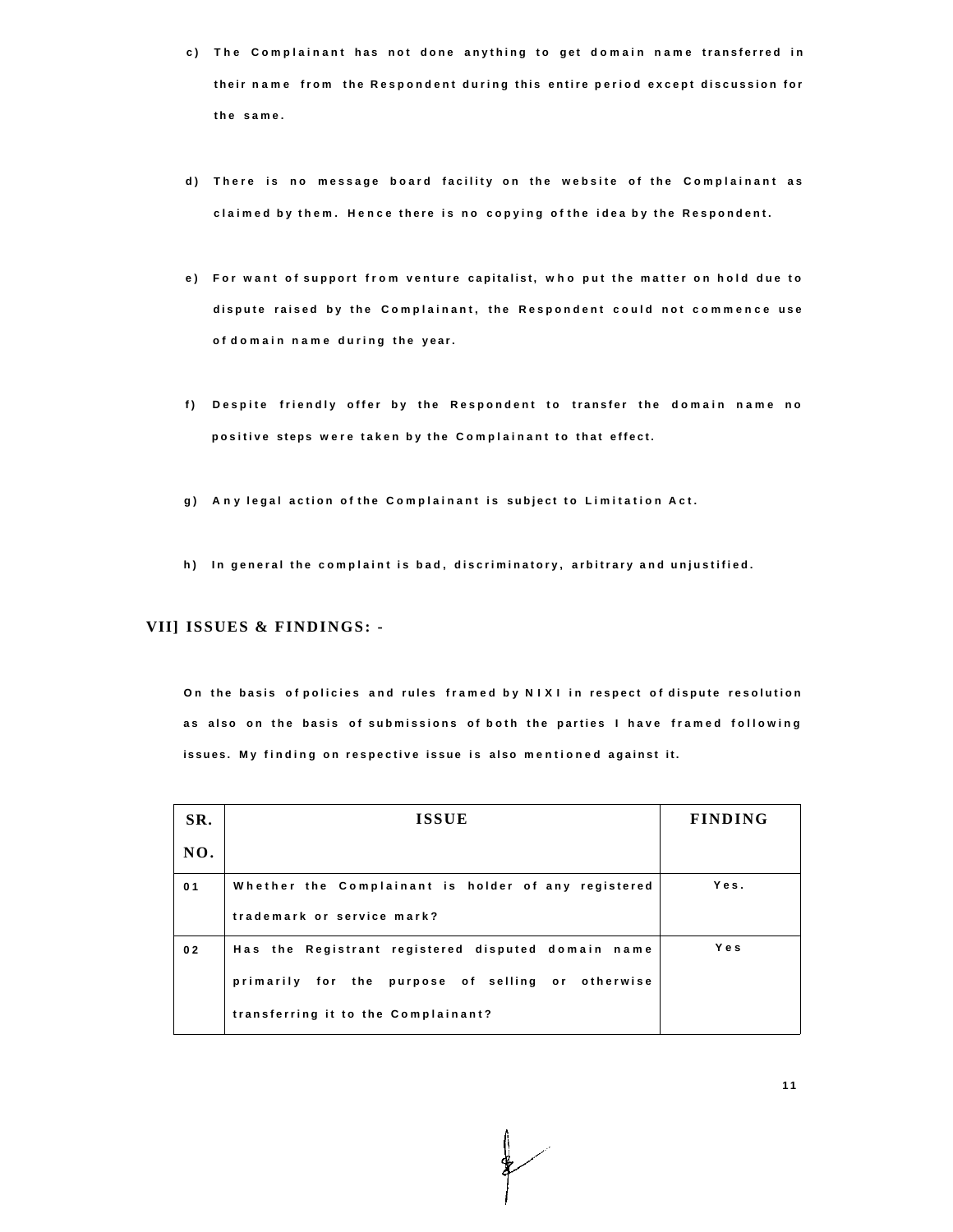c) The Complainant has not done anything to get domain name transferred in their name from the Respondent during this entire period except discussion for the same.

d) There is no message board facility on the website of the Complainant as claimed by them. Hence there is no copying of the idea by the Respondent.

e) For want of support from venture capitalist, who put the matter on hold due to dispute raised by the Complainant, the Respondent could not commence use of domain name during the year.

f) Despite friendly offer by the Respondent to transfer the domain name no positive steps were taken by the Complainant to that effect.

g) Any legal action of the Complainant is subject to Limitation Act.

h) In general the complaint is bad, discriminatory, arbitrary and unjustified.

## VII] ISSUES & FINDINGS: -

On the basis of policies and rules framed by NIXI in respect of dispute resolution as also on the basis of submissions of both the parties I have framed following issues. My finding on respective issue is also mentioned against it.

| SR. NO. | ISSUE | FINDING |
|---|---|---|
| 01 | Whether the Complainant is holder of any registered trademark or service mark? | Yes. |
| 02 | Has the Registrant registered disputed domain name primarily for the purpose of selling or otherwise transferring it to the Complainant? | Yes |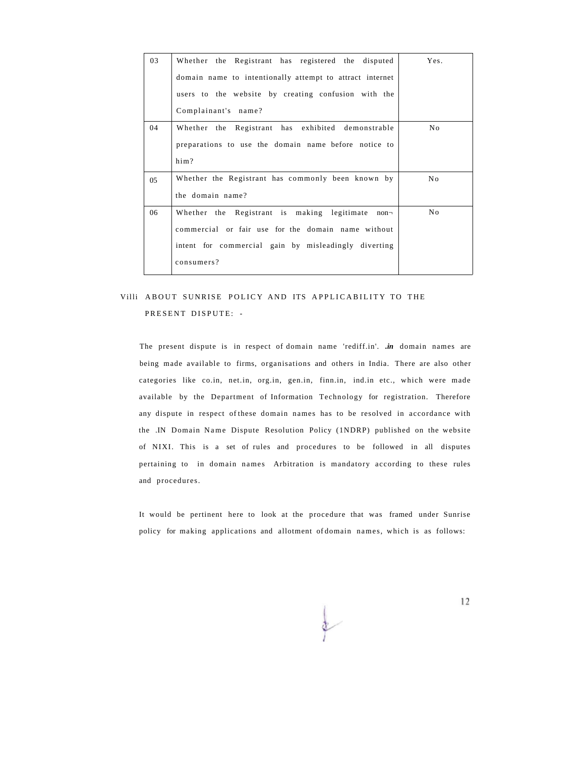| 03 | Whether the Registrant has registered the disputed domain name to intentionally attempt to attract internet users to the website by creating confusion with the Complainant's name? | Yes. |
|---|---|---|
| 04 | Whether the Registrant has exhibited demonstrable preparations to use the domain name before notice to him? | No |
| 05 | Whether the Registrant has commonly been known by the domain name? | No |
| 06 | Whether the Registrant is making legitimate non-commercial or fair use for the domain name without intent for commercial gain by misleadingly diverting consumers? | No |

## Villi ABOUT SUNRISE POLICY AND ITS APPLICABILITY TO THE PRESENT DISPUTE: -

The present dispute is in respect of domain name 'rediff.in'. ***.in*** domain names are being made available to firms, organisations and others in India. There are also other categories like co.in, net.in, org.in, gen.in, finn.in, ind.in etc., which were made available by the Department of Information Technology for registration. Therefore any dispute in respect of these domain names has to be resolved in accordance with the .IN Domain Name Dispute Resolution Policy (1NDRP) published on the website of NIXI. This is a set of rules and procedures to be followed in all disputes pertaining to in domain names Arbitration is mandatory according to these rules and procedures.

It would be pertinent here to look at the procedure that was framed under Sunrise policy for making applications and allotment of domain names, which is as follows: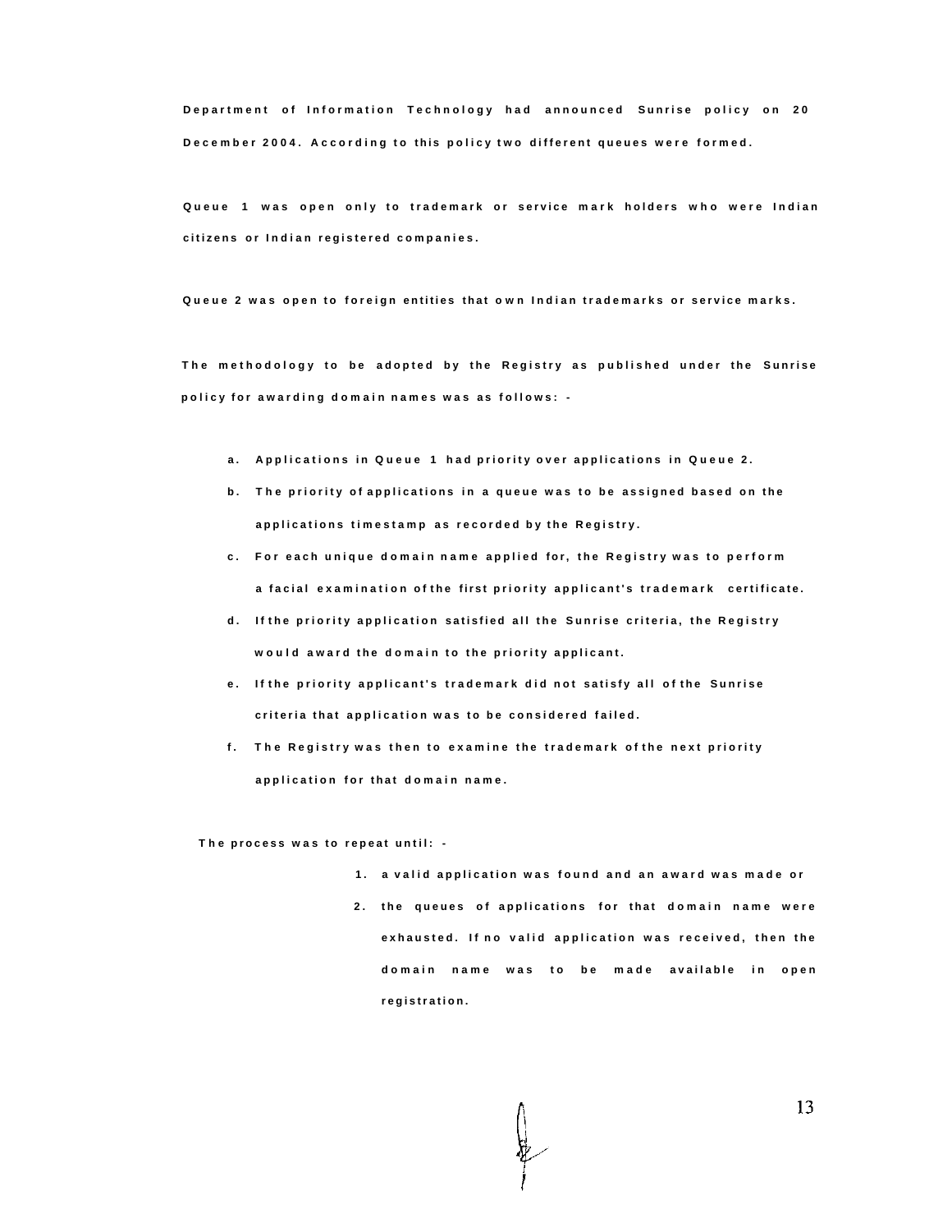Department of Information Technology had announced Sunrise policy on 20 December 2004. According to this policy two different queues were formed.

Queue 1 was open only to trademark or service mark holders who were Indian citizens or Indian registered companies.

Queue 2 was open to foreign entities that own Indian trademarks or service marks.

The methodology to be adopted by the Registry as published under the Sunrise policy for awarding domain names was as follows: -

a. Applications in Queue 1 had priority over applications in Queue 2.
b. The priority of applications in a queue was to be assigned based on the applications timestamp as recorded by the Registry.
c. For each unique domain name applied for, the Registry was to perform a facial examination of the first priority applicant's trademark certificate.
d. If the priority application satisfied all the Sunrise criteria, the Registry would award the domain to the priority applicant.
e. If the priority applicant's trademark did not satisfy all of the Sunrise criteria that application was to be considered failed.
f. The Registry was then to examine the trademark of the next priority application for that domain name.

The process was to repeat until: -

1. a valid application was found and an award was made or
2. the queues of applications for that domain name were exhausted. If no valid application was received, then the domain name was to be made available in open registration.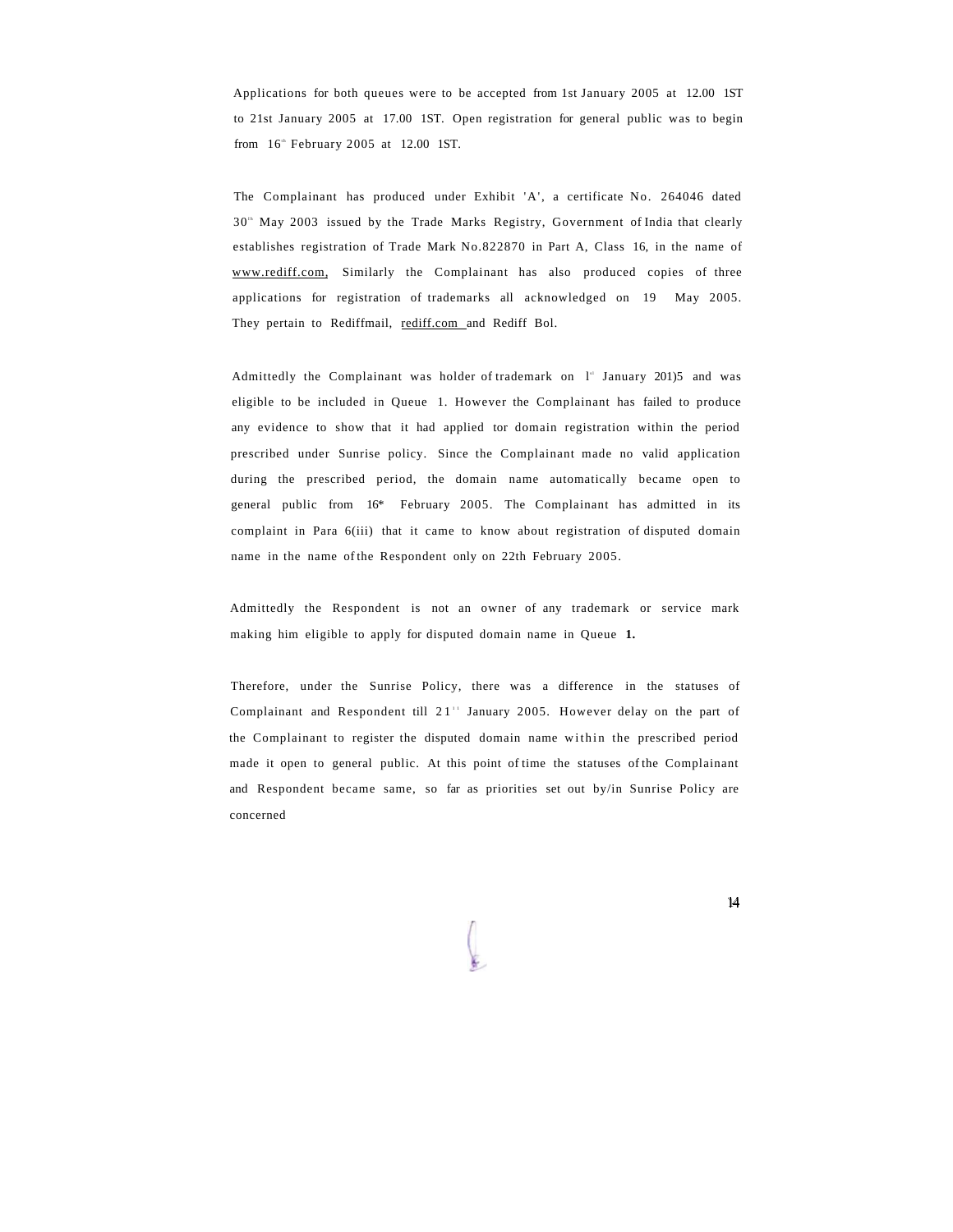Applications for both queues were to be accepted from 1st January 2005 at 12.00 1ST to 21st January 2005 at 17.00 1ST. Open registration for general public was to begin from 16th February 2005 at 12.00 1ST.

The Complainant has produced under Exhibit 'A', a certificate No. 264046 dated 30th May 2003 issued by the Trade Marks Registry, Government of India that clearly establishes registration of Trade Mark No.822870 in Part A, Class 16, in the name of www.rediff.com, Similarly the Complainant has also produced copies of three applications for registration of trademarks all acknowledged on 19 May 2005. They pertain to Rediffmail, rediff.com and Rediff Bol.

Admittedly the Complainant was holder of trademark on 1st January 201)5 and was eligible to be included in Queue 1. However the Complainant has failed to produce any evidence to show that it had applied tor domain registration within the period prescribed under Sunrise policy. Since the Complainant made no valid application during the prescribed period, the domain name automatically became open to general public from 16* February 2005. The Complainant has admitted in its complaint in Para 6(iii) that it came to know about registration of disputed domain name in the name of the Respondent only on 22th February 2005.

Admittedly the Respondent is not an owner of any trademark or service mark making him eligible to apply for disputed domain name in Queue **1.**

Therefore, under the Sunrise Policy, there was a difference in the statuses of Complainant and Respondent till 21st January 2005. However delay on the part of the Complainant to register the disputed domain name within the prescribed period made it open to general public. At this point of time the statuses of the Complainant and Respondent became same, so far as priorities set out by/in Sunrise Policy are concerned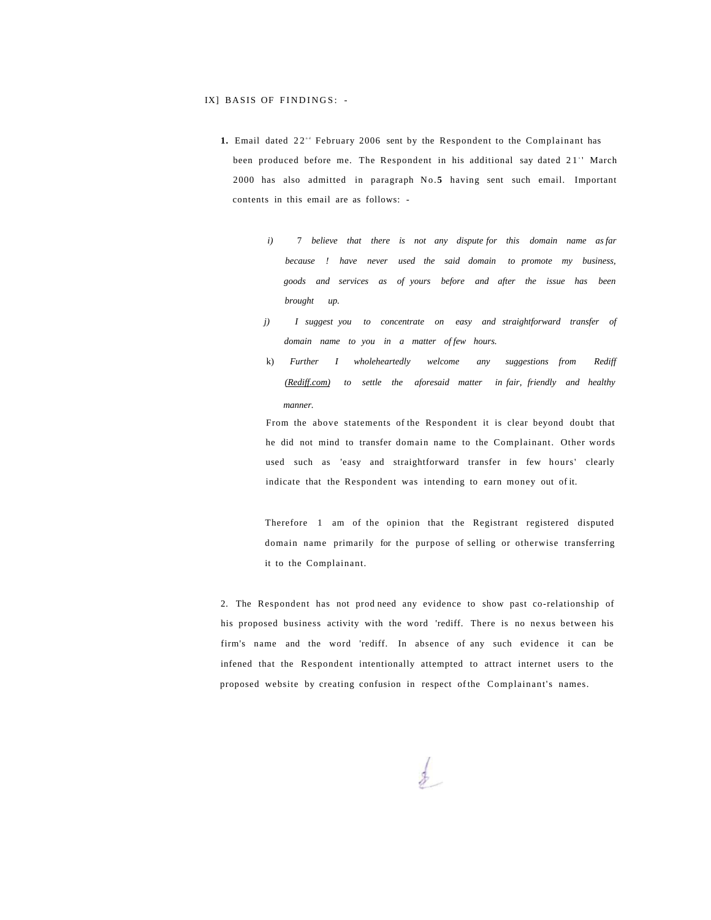IX] BASIS OF FINDINGS: -

1. Email dated 22nd February 2006 sent by the Respondent to the Complainant has been produced before me. The Respondent in his additional say dated 21st March 2000 has also admitted in paragraph No.**5** having sent such email. Important contents in this email are as follows: -

   i) *7 believe that there is not any dispute for this domain name as far because ! have never used the said domain to promote my business, goods and services as of yours before and after the issue has been brought up.*

   j) *I suggest you to concentrate on easy and straightforward transfer of domain name to you in a matter of few hours.*

   k) *Further I wholeheartedly welcome any suggestions from Rediff (Rediff.com) to settle the aforesaid matter in fair, friendly and healthy manner.*

   From the above statements of the Respondent it is clear beyond doubt that he did not mind to transfer domain name to the Complainant. Other words used such as 'easy and straightforward transfer in few hours' clearly indicate that the Respondent was intending to earn money out of it.

   Therefore 1 am of the opinion that the Registrant registered disputed domain name primarily for the purpose of selling or otherwise transferring it to the Complainant.

2. The Respondent has not prod need any evidence to show past co-relationship of his proposed business activity with the word 'rediff. There is no nexus between his firm's name and the word 'rediff. In absence of any such evidence it can be infened that the Respondent intentionally attempted to attract internet users to the proposed website by creating confusion in respect of the Complainant's names.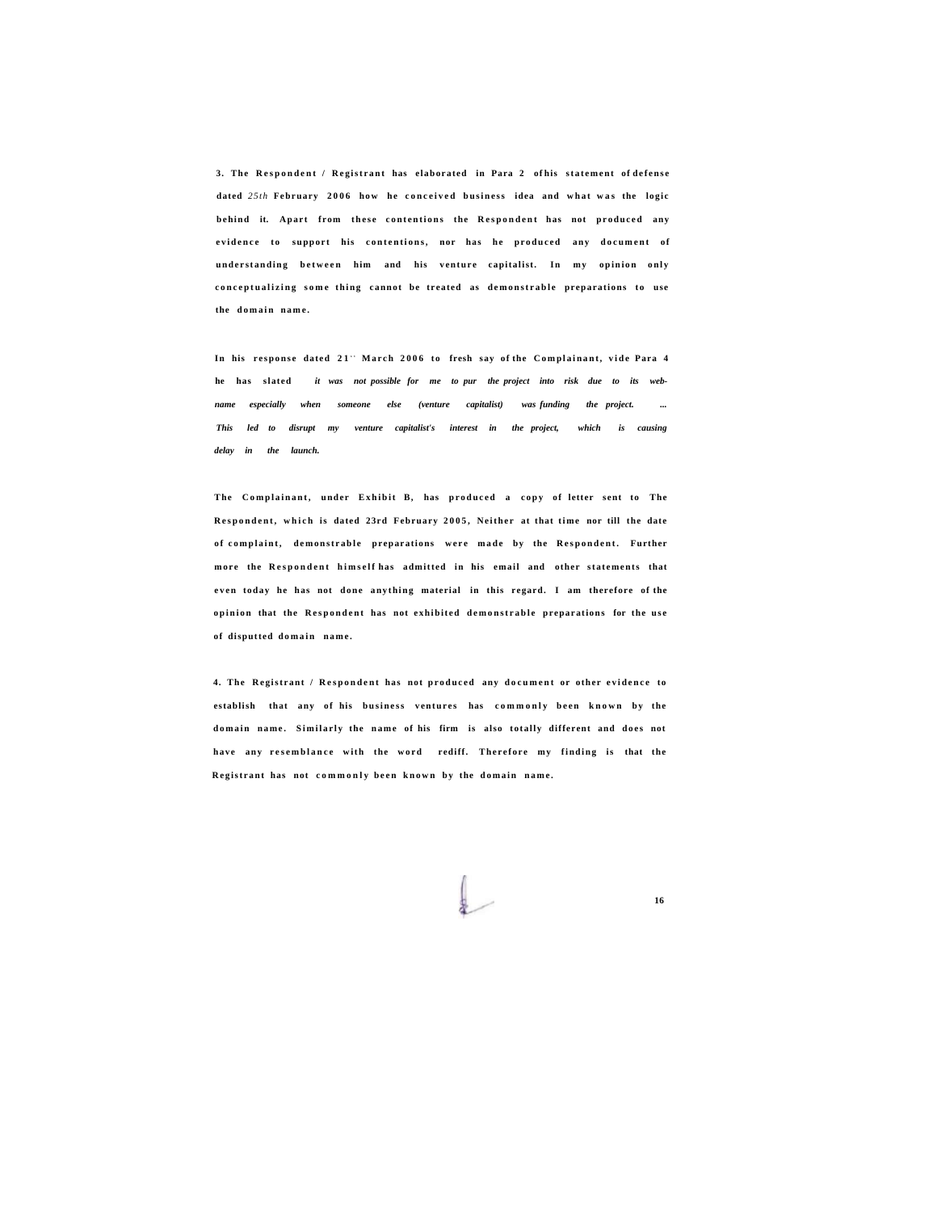3. The Respondent / Registrant has elaborated in Para 2 ofhis statement of defense dated *25th* February 2006 how he conceived business idea and what was the logic behind it. Apart from these contentions the Respondent has not produced any evidence to support his contentions, nor has he produced any document of understanding between him and his venture capitalist. In my opinion only conceptualizing some thing cannot be treated as demonstrable preparations to use the domain name.

In his response dated 21`` March 2006 to fresh say of the Complainant, vide Para 4 he has slated *it was not possible for me to pur the project into risk due to its web-name especially when someone else (venture capitalist) was funding the project. ... This led to disrupt my venture capitalist's interest in the project, which is causing delay in the launch.*

The Complainant, under Exhibit B, has produced a copy of letter sent to The Respondent, which is dated 23rd February 2005, Neither at that time nor till the date of complaint, demonstrable preparations were made by the Respondent. Further more the Respondent himself has admitted in his email and other statements that even today he has not done anything material in this regard. I am therefore of the opinion that the Respondent has not exhibited demonstrable preparations for the use of disputted domain name.

4. The Registrant / Respondent has not produced any document or other evidence to establish that any of his business ventures has commonly been known by the domain name. Similarly the name of his firm is also totally different and does not have any resemblance with the word rediff. Therefore my finding is that the Registrant has not commonly been known by the domain name.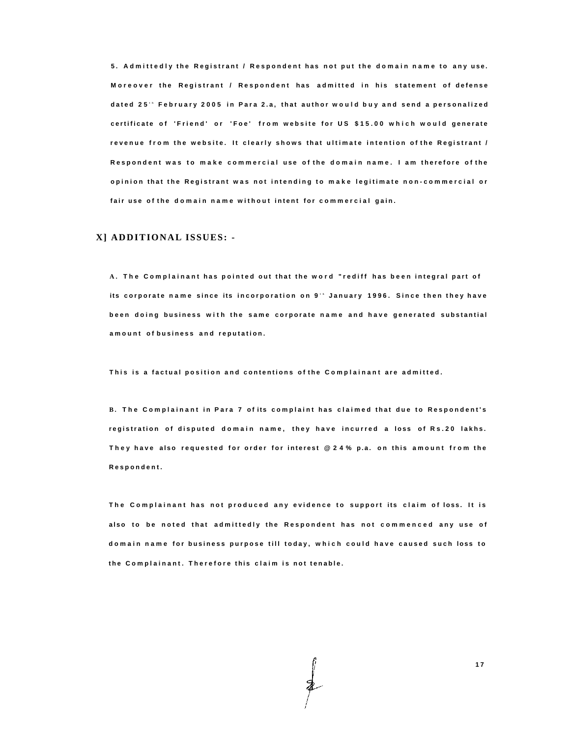5. Admittedly the Registrant / Respondent has not put the domain name to any use. Moreover the Registrant / Respondent has admitted in his statement of defense dated 25th February 2005 in Para 2.a, that author would buy and send a personalized certificate of 'Friend' or 'Foe' from website for US $15.00 which would generate revenue from the website. It clearly shows that ultimate intention of the Registrant / Respondent was to make commercial use of the domain name. I am therefore of the opinion that the Registrant was not intending to make legitimate non-commercial or fair use of the domain name without intent for commercial gain.

## X] ADDITIONAL ISSUES: -

A. The Complainant has pointed out that the word "rediff has been integral part of its corporate name since its incorporation on 9th January 1996. Since then they have been doing business with the same corporate name and have generated substantial amount of business and reputation.

This is a factual position and contentions of the Complainant are admitted.

B. The Complainant in Para 7 of its complaint has claimed that due to Respondent's registration of disputed domain name, they have incurred a loss of Rs.20 lakhs. They have also requested for order for interest @24% p.a. on this amount from the Respondent.

The Complainant has not produced any evidence to support its claim of loss. It is also to be noted that admittedly the Respondent has not commenced any use of domain name for business purpose till today, which could have caused such loss to the Complainant. Therefore this claim is not tenable.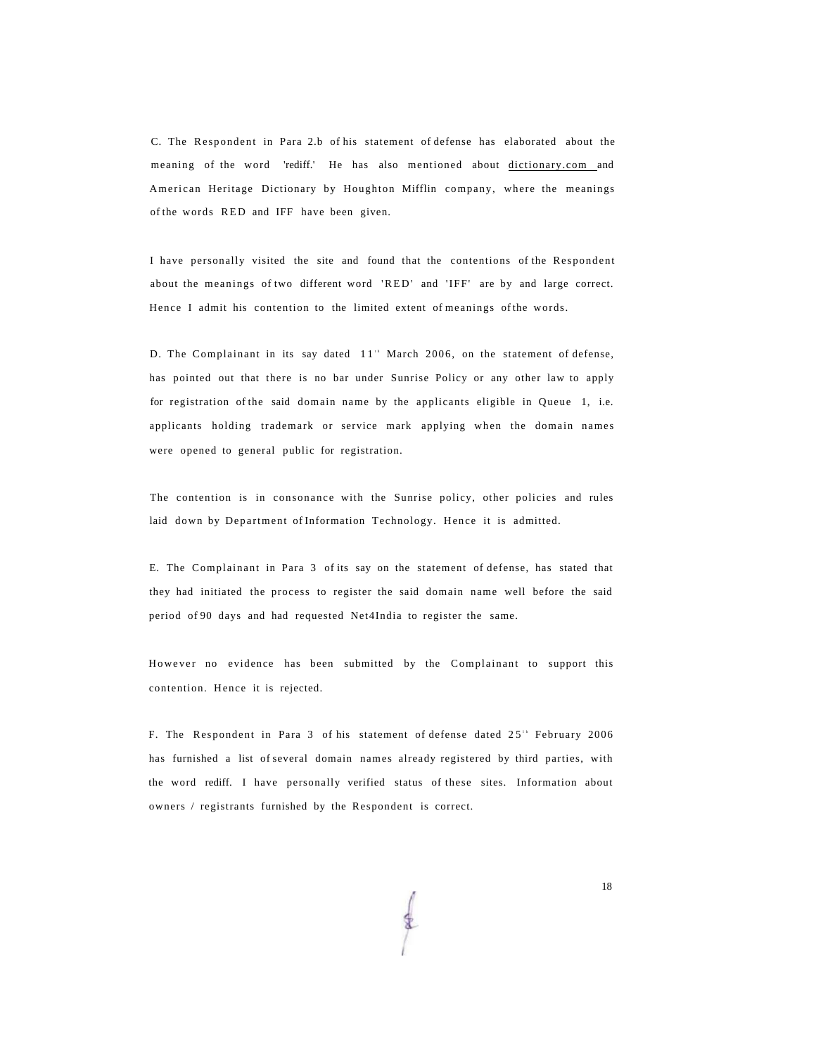C. The Respondent in Para 2.b of his statement of defense has elaborated about the meaning of the word 'rediff.' He has also mentioned about dictionary.com and American Heritage Dictionary by Houghton Mifflin company, where the meanings of the words RED and IFF have been given.

I have personally visited the site and found that the contentions of the Respondent about the meanings of two different word 'RED' and 'IFF' are by and large correct. Hence I admit his contention to the limited extent of meanings of the words.

D. The Complainant in its say dated 11th March 2006, on the statement of defense, has pointed out that there is no bar under Sunrise Policy or any other law to apply for registration of the said domain name by the applicants eligible in Queue 1, i.e. applicants holding trademark or service mark applying when the domain names were opened to general public for registration.

The contention is in consonance with the Sunrise policy, other policies and rules laid down by Department of Information Technology. Hence it is admitted.

E. The Complainant in Para 3 of its say on the statement of defense, has stated that they had initiated the process to register the said domain name well before the said period of 90 days and had requested Net4India to register the same.

However no evidence has been submitted by the Complainant to support this contention. Hence it is rejected.

F. The Respondent in Para 3 of his statement of defense dated 25th February 2006 has furnished a list of several domain names already registered by third parties, with the word rediff. I have personally verified status of these sites. Information about owners / registrants furnished by the Respondent is correct.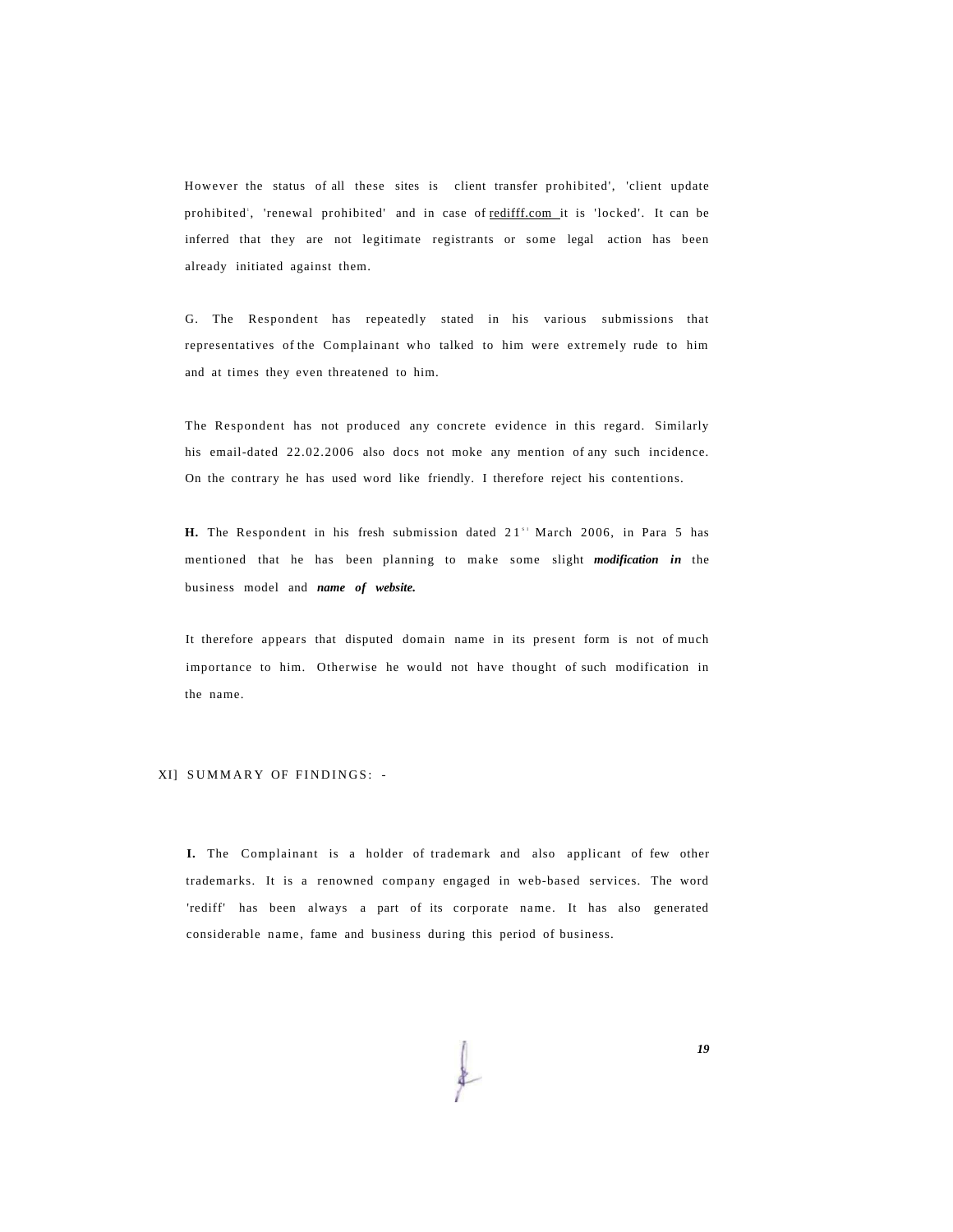However the status of all these sites is client transfer prohibited', 'client update prohibited', 'renewal prohibited' and in case of redifff.com it is 'locked'. It can be inferred that they are not legitimate registrants or some legal action has been already initiated against them.

G. The Respondent has repeatedly stated in his various submissions that representatives of the Complainant who talked to him were extremely rude to him and at times they even threatened to him.

The Respondent has not produced any concrete evidence in this regard. Similarly his email-dated 22.02.2006 also docs not moke any mention of any such incidence. On the contrary he has used word like friendly. I therefore reject his contentions.

**H.** The Respondent in his fresh submission dated 21st March 2006, in Para 5 has mentioned that he has been planning to make some slight ***modification in*** the business model and ***name of website.***

It therefore appears that disputed domain name in its present form is not of much importance to him. Otherwise he would not have thought of such modification in the name.

XI] SUMMARY OF FINDINGS: -

**I.** The Complainant is a holder of trademark and also applicant of few other trademarks. It is a renowned company engaged in web-based services. The word 'rediff' has been always a part of its corporate name. It has also generated considerable name, fame and business during this period of business.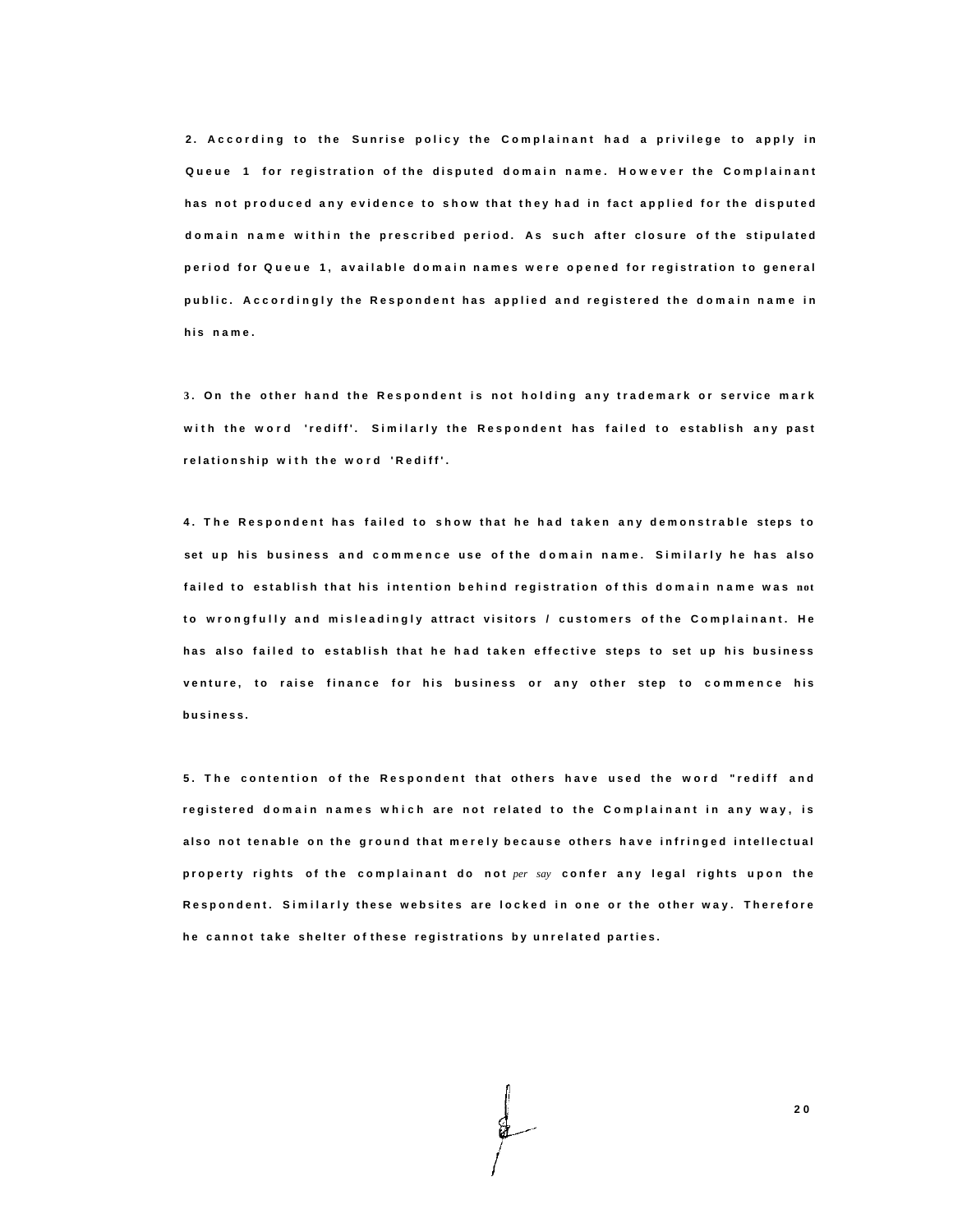2. According to the Sunrise policy the Complainant had a privilege to apply in Queue 1 for registration of the disputed domain name. However the Complainant has not produced any evidence to show that they had in fact applied for the disputed domain name within the prescribed period. As such after closure of the stipulated period for Queue 1, available domain names were opened for registration to general public. Accordingly the Respondent has applied and registered the domain name in his name.

3. On the other hand the Respondent is not holding any trademark or service mark with the word 'rediff'. Similarly the Respondent has failed to establish any past relationship with the word 'Rediff'.

4. The Respondent has failed to show that he had taken any demonstrable steps to set up his business and commence use of the domain name. Similarly he has also failed to establish that his intention behind registration of this domain name was not to wrongfully and misleadingly attract visitors / customers of the Complainant. He has also failed to establish that he had taken effective steps to set up his business venture, to raise finance for his business or any other step to commence his business.

5. The contention of the Respondent that others have used the word "rediff and registered domain names which are not related to the Complainant in any way, is also not tenable on the ground that merely because others have infringed intellectual property rights of the complainant do not *per say* confer any legal rights upon the Respondent. Similarly these websites are locked in one or the other way. Therefore he cannot take shelter of these registrations by unrelated parties.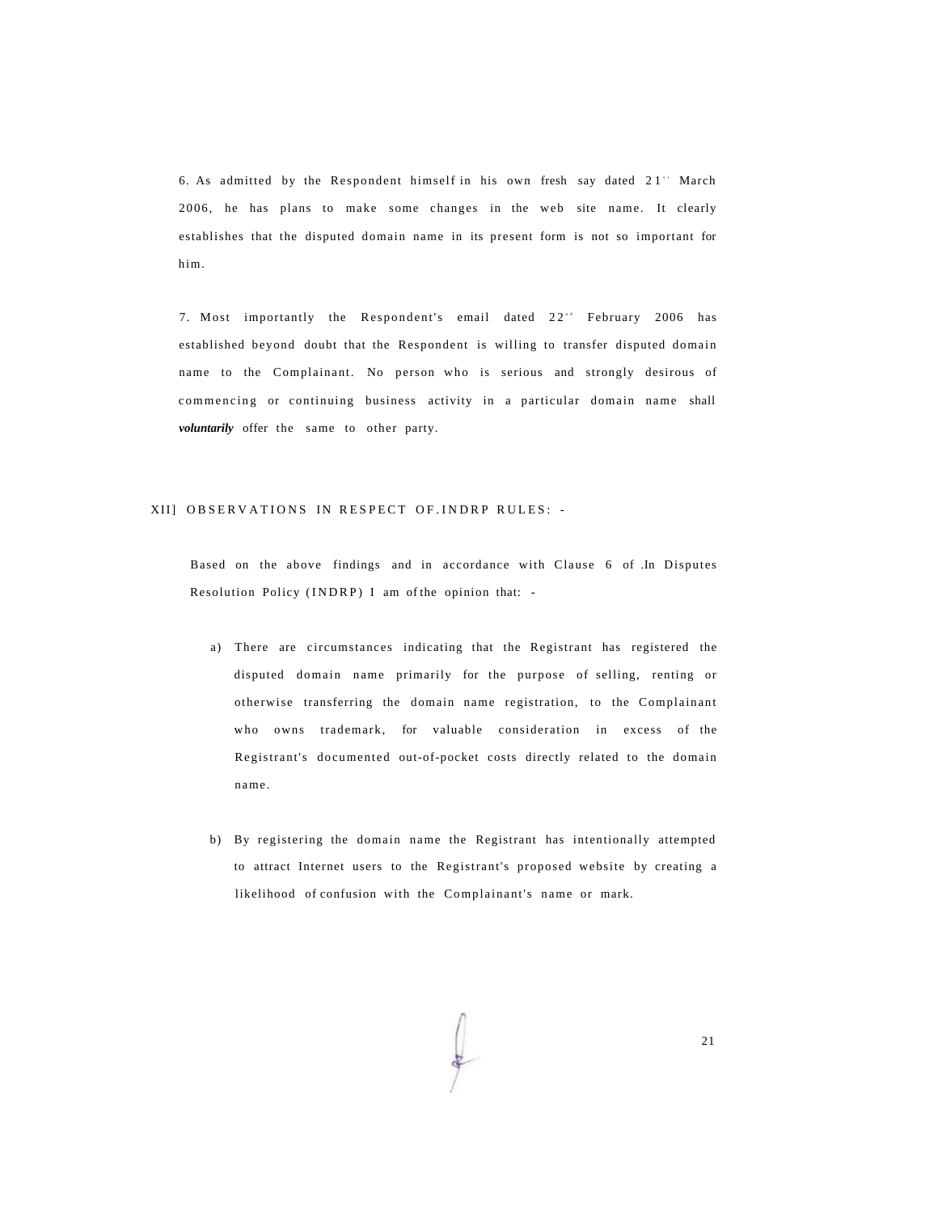6. As admitted by the Respondent himself in his own fresh say dated 21st March 2006, he has plans to make some changes in the web site name. It clearly establishes that the disputed domain name in its present form is not so important for him.

7. Most importantly the Respondent's email dated 22nd February 2006 has established beyond doubt that the Respondent is willing to transfer disputed domain name to the Complainant. No person who is serious and strongly desirous of commencing or continuing business activity in a particular domain name shall ***voluntarily*** offer the same to other party.

XII] OBSERVATIONS IN RESPECT OF.INDRP RULES: -

Based on the above findings and in accordance with Clause 6 of .In Disputes Resolution Policy (INDRP) I am of the opinion that: -

a) There are circumstances indicating that the Registrant has registered the disputed domain name primarily for the purpose of selling, renting or otherwise transferring the domain name registration, to the Complainant who owns trademark, for valuable consideration in excess of the Registrant's documented out-of-pocket costs directly related to the domain name.

b) By registering the domain name the Registrant has intentionally attempted to attract Internet users to the Registrant's proposed website by creating a likelihood of confusion with the Complainant's name or mark.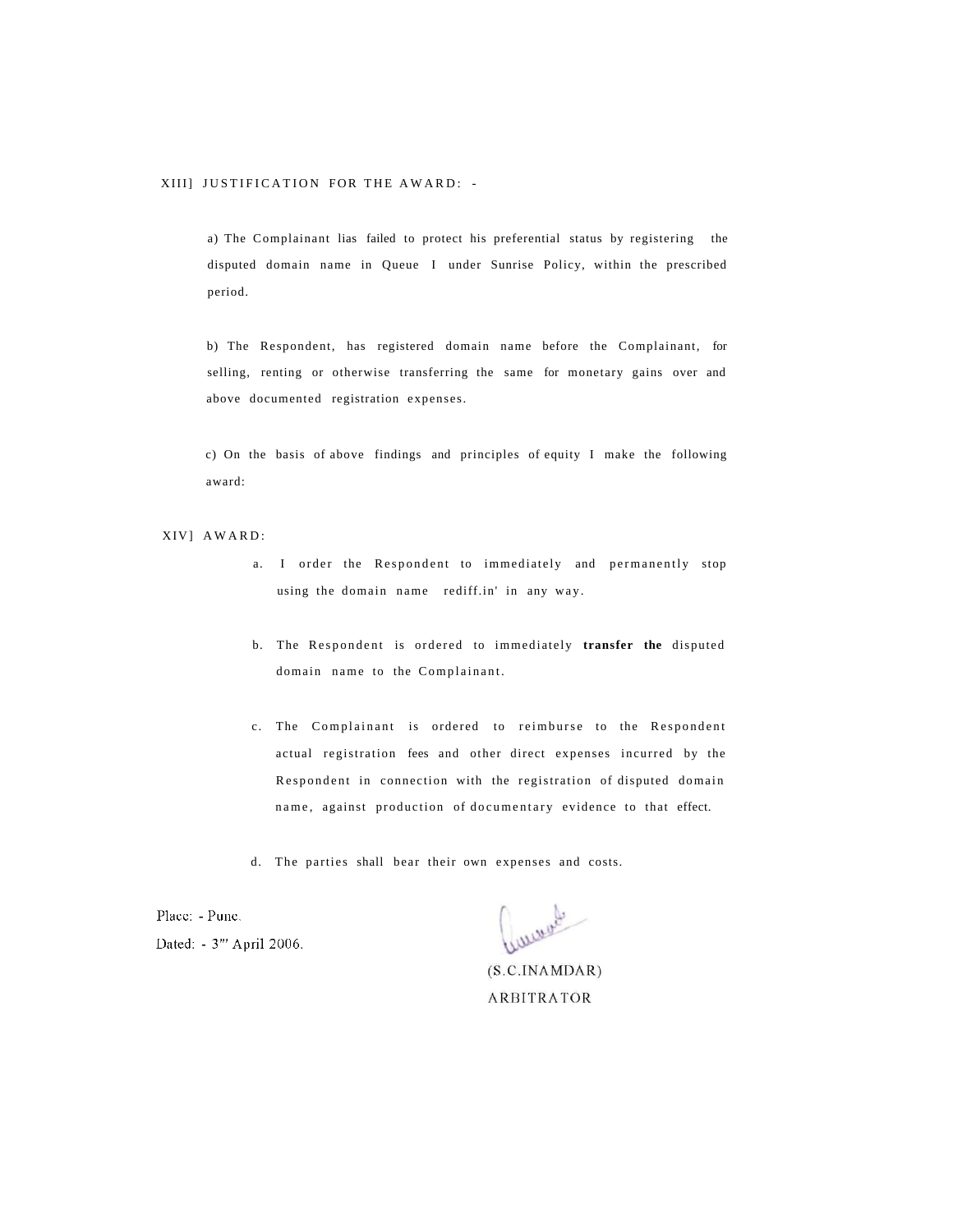XIII] JUSTIFICATION FOR THE AWARD: -

a) The Complainant lias failed to protect his preferential status by registering the disputed domain name in Queue I under Sunrise Policy, within the prescribed period.

b) The Respondent, has registered domain name before the Complainant, for selling, renting or otherwise transferring the same for monetary gains over and above documented registration expenses.

c) On the basis of above findings and principles of equity I make the following award:

XIV] AWARD:

a. I order the Respondent to immediately and permanently stop using the domain name rediff.in' in any way.

b. The Respondent is ordered to immediately **transfer the** disputed domain name to the Complainant.

c. The Complainant is ordered to reimburse to the Respondent actual registration fees and other direct expenses incurred by the Respondent in connection with the registration of disputed domain name, against production of documentary evidence to that effect.

d. The parties shall bear their own expenses and costs.

Place: - Pune.

Dated: - 3'" April 2006.

(S.C.INAMDAR)

ARBITRATOR